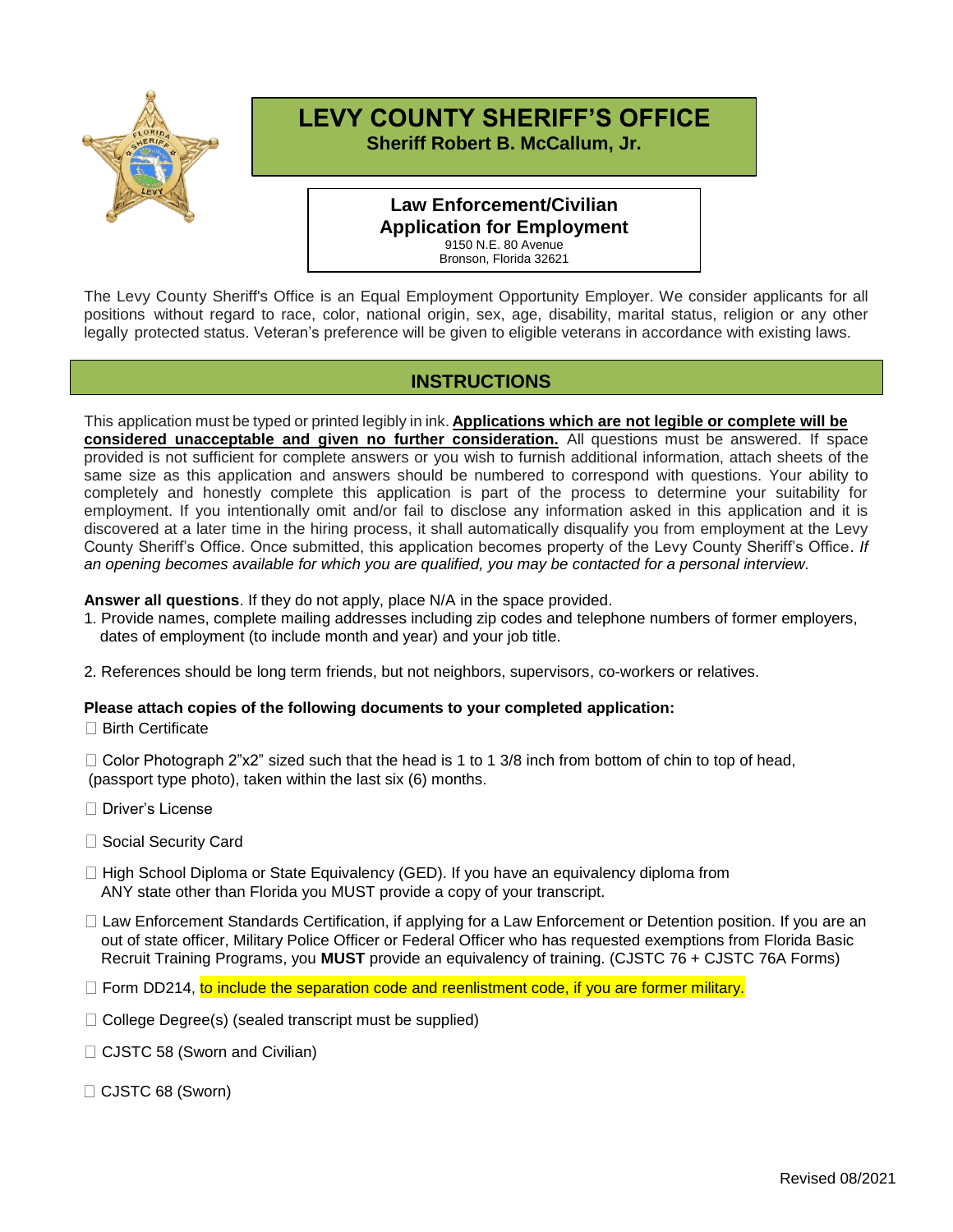# LEVY COUNTY SHERIFF'S OFFICE

**Sheriff Robert B. McCallum, Jr.**

## Law Enforcement/Civilian Application for Employment

9150 N.E. 80 Avenue
Bronson, Florida 32621

The Levy County Sheriff's Office is an Equal Employment Opportunity Employer. We consider applicants for all positions without regard to race, color, national origin, sex, age, disability, marital status, religion or any other legally protected status. Veteran's preference will be given to eligible veterans in accordance with existing laws.

## INSTRUCTIONS

This application must be typed or printed legibly in ink. **Applications which are not legible or complete will be considered unacceptable and given no further consideration.** All questions must be answered. If space provided is not sufficient for complete answers or you wish to furnish additional information, attach sheets of the same size as this application and answers should be numbered to correspond with questions. Your ability to completely and honestly complete this application is part of the process to determine your suitability for employment. If you intentionally omit and/or fail to disclose any information asked in this application and it is discovered at a later time in the hiring process, it shall automatically disqualify you from employment at the Levy County Sheriff's Office. Once submitted, this application becomes property of the Levy County Sheriff's Office. *If an opening becomes available for which you are qualified, you may be contacted for a personal interview.*

**Answer all questions**. If they do not apply, place N/A in the space provided.

1. Provide names, complete mailing addresses including zip codes and telephone numbers of former employers, dates of employment (to include month and year) and your job title.
2. References should be long term friends, but not neighbors, supervisors, co-workers or relatives.

**Please attach copies of the following documents to your completed application:**

- ☐ Birth Certificate
- ☐ Color Photograph 2"x2" sized such that the head is 1 to 1 3/8 inch from bottom of chin to top of head, (passport type photo), taken within the last six (6) months.
- ☐ Driver's License
- ☐ Social Security Card
- ☐ High School Diploma or State Equivalency (GED). If you have an equivalency diploma from ANY state other than Florida you MUST provide a copy of your transcript.
- ☐ Law Enforcement Standards Certification, if applying for a Law Enforcement or Detention position. If you are an out of state officer, Military Police Officer or Federal Officer who has requested exemptions from Florida Basic Recruit Training Programs, you **MUST** provide an equivalency of training. (CJSTC 76 + CJSTC 76A Forms)
- ☐ Form DD214, to include the separation code and reenlistment code, if you are former military.
- ☐ College Degree(s) (sealed transcript must be supplied)
- ☐ CJSTC 58 (Sworn and Civilian)
- ☐ CJSTC 68 (Sworn)

Revised 08/2021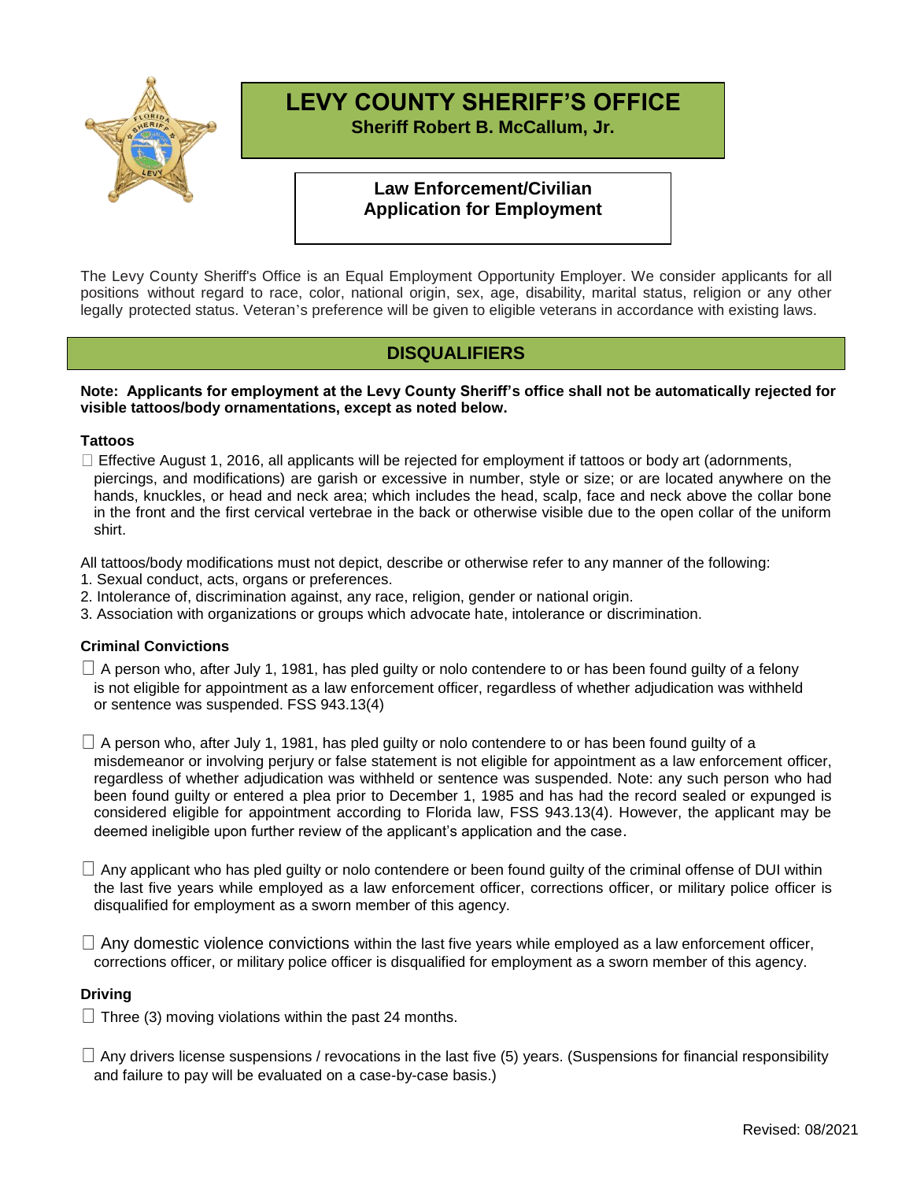# LEVY COUNTY SHERIFF'S OFFICE

**Sheriff Robert B. McCallum, Jr.**

## Law Enforcement/Civilian Application for Employment

The Levy County Sheriff's Office is an Equal Employment Opportunity Employer. We consider applicants for all positions without regard to race, color, national origin, sex, age, disability, marital status, religion or any other legally protected status. Veteran's preference will be given to eligible veterans in accordance with existing laws.

## DISQUALIFIERS

**Note: Applicants for employment at the Levy County Sheriff's office shall not be automatically rejected for visible tattoos/body ornamentations, except as noted below.**

### Tattoos

☐ Effective August 1, 2016, all applicants will be rejected for employment if tattoos or body art (adornments, piercings, and modifications) are garish or excessive in number, style or size; or are located anywhere on the hands, knuckles, or head and neck area; which includes the head, scalp, face and neck above the collar bone in the front and the first cervical vertebrae in the back or otherwise visible due to the open collar of the uniform shirt.

All tattoos/body modifications must not depict, describe or otherwise refer to any manner of the following:

1. Sexual conduct, acts, organs or preferences.
2. Intolerance of, discrimination against, any race, religion, gender or national origin.
3. Association with organizations or groups which advocate hate, intolerance or discrimination.

### Criminal Convictions

☐ A person who, after July 1, 1981, has pled guilty or nolo contendere to or has been found guilty of a felony is not eligible for appointment as a law enforcement officer, regardless of whether adjudication was withheld or sentence was suspended. FSS 943.13(4)

☐ A person who, after July 1, 1981, has pled guilty or nolo contendere to or has been found guilty of a misdemeanor or involving perjury or false statement is not eligible for appointment as a law enforcement officer, regardless of whether adjudication was withheld or sentence was suspended. Note: any such person who had been found guilty or entered a plea prior to December 1, 1985 and has had the record sealed or expunged is considered eligible for appointment according to Florida law, FSS 943.13(4). However, the applicant may be deemed ineligible upon further review of the applicant's application and the case.

☐ Any applicant who has pled guilty or nolo contendere or been found guilty of the criminal offense of DUI within the last five years while employed as a law enforcement officer, corrections officer, or military police officer is disqualified for employment as a sworn member of this agency.

☐ Any domestic violence convictions within the last five years while employed as a law enforcement officer, corrections officer, or military police officer is disqualified for employment as a sworn member of this agency.

### Driving

☐ Three (3) moving violations within the past 24 months.

☐ Any drivers license suspensions / revocations in the last five (5) years. (Suspensions for financial responsibility and failure to pay will be evaluated on a case-by-case basis.)

Revised: 08/2021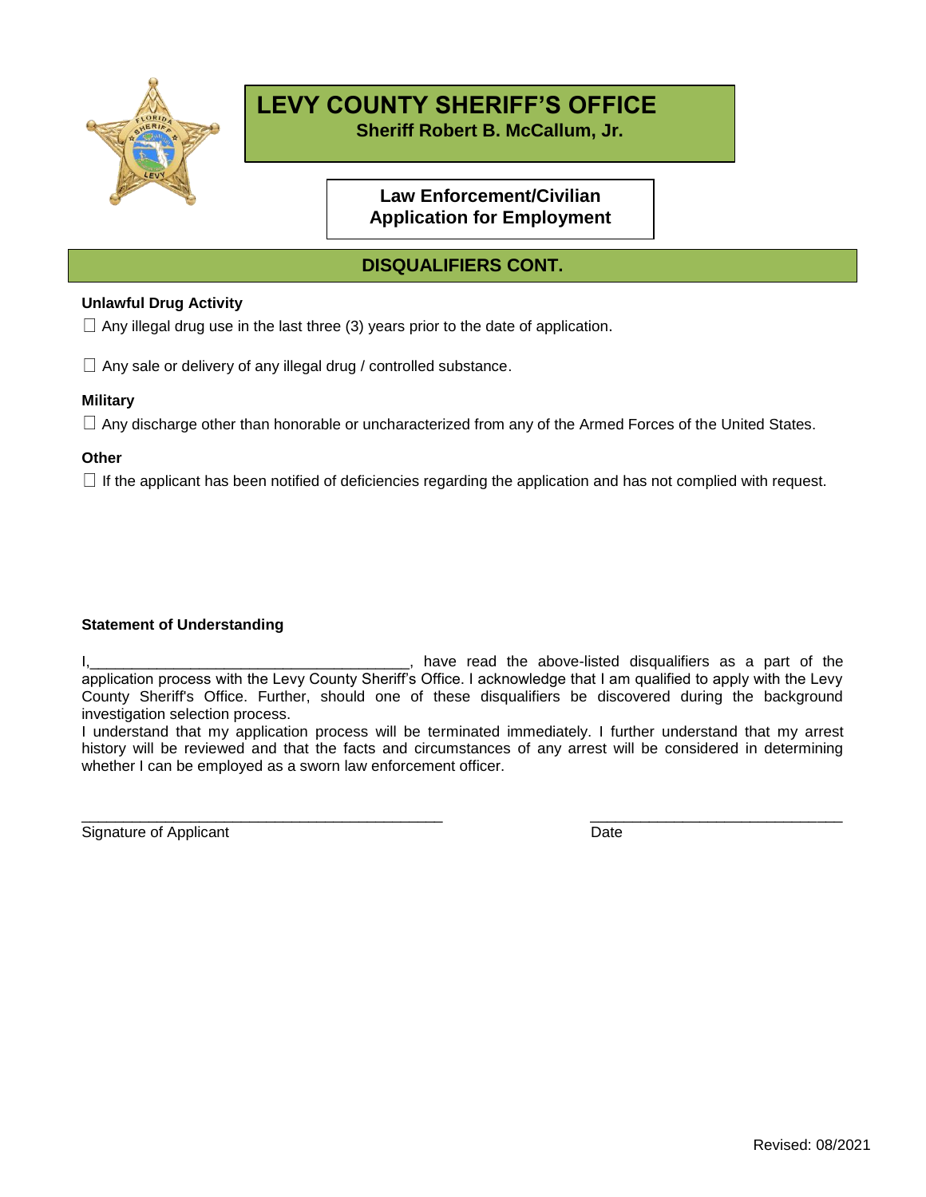# LEVY COUNTY SHERIFF'S OFFICE

**Sheriff Robert B. McCallum, Jr.**

**Law Enforcement/Civilian Application for Employment**

## DISQUALIFIERS CONT.

**Unlawful Drug Activity**

☐ Any illegal drug use in the last three (3) years prior to the date of application.

☐ Any sale or delivery of any illegal drug / controlled substance.

**Military**

☐ Any discharge other than honorable or uncharacterized from any of the Armed Forces of the United States.

**Other**

☐ If the applicant has been notified of deficiencies regarding the application and has not complied with request.

**Statement of Understanding**

I,______________________________________, have read the above-listed disqualifiers as a part of the application process with the Levy County Sheriff's Office. I acknowledge that I am qualified to apply with the Levy County Sheriff's Office. Further, should one of these disqualifiers be discovered during the background investigation selection process.

I understand that my application process will be terminated immediately. I further understand that my arrest history will be reviewed and that the facts and circumstances of any arrest will be considered in determining whether I can be employed as a sworn law enforcement officer.

_____________________________________________ Signature of Applicant

_______________________________ Date

Revised: 08/2021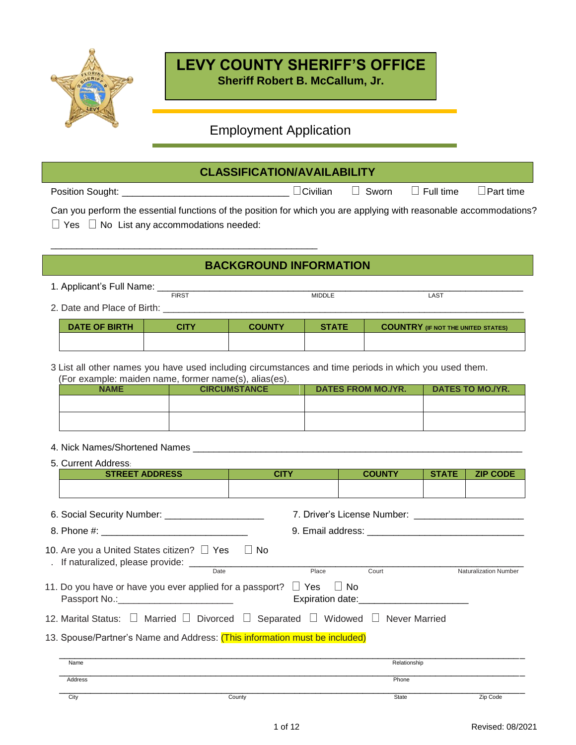# LEVY COUNTY SHERIFF'S OFFICE

**Sheriff Robert B. McCallum, Jr.**

## Employment Application

## CLASSIFICATION/AVAILABILITY

Position Sought: ______________________________ ☐Civilian ☐ Sworn ☐ Full time ☐Part time

Can you perform the essential functions of the position for which you are applying with reasonable accommodations?
☐ Yes ☐ No List any accommodations needed:

_______________________________________________

## BACKGROUND INFORMATION

1. Applicant's Full Name: ______________________________________________
FIRST MIDDLE LAST

2. Date and Place of Birth: ______________________________________________

| DATE OF BIRTH | CITY | COUNTY | STATE | COUNTRY (IF NOT THE UNITED STATES) |
|---|---|---|---|---|
| | | | | |

3 List all other names you have used including circumstances and time periods in which you used them.
(For example: maiden name, former name(s), alias(es).

| NAME | CIRCUMSTANCE | DATES FROM MO./YR. | DATES TO MO./YR. |
|---|---|---|---|
| | | | |
| | | | |

4. Nick Names/Shortened Names ______________________________________________

5. Current Address:

| STREET ADDRESS | CITY | COUNTY | STATE | ZIP CODE |
|---|---|---|---|---|
| | | | | |

6. Social Security Number: ___________________ 7. Driver's License Number: ____________________

8. Phone #: ___________________________ 9. Email address: _____________________________

10. Are you a United States citizen? ☐ Yes ☐ No
If naturalized, please provide: ______________________________________________
Date Place Court Naturalization Number

11. Do you have or have you ever applied for a passport? ☐ Yes ☐ No
Passport No.:______________________ Expiration date:_____________________

12. Marital Status: ☐ Married ☐ Divorced ☐ Separated ☐ Widowed ☐ Never Married

13. Spouse/Partner's Name and Address: (This information must be included)

______________________________________________
Name Relationship

______________________________________________
Address Phone

______________________________________________
City County State Zip Code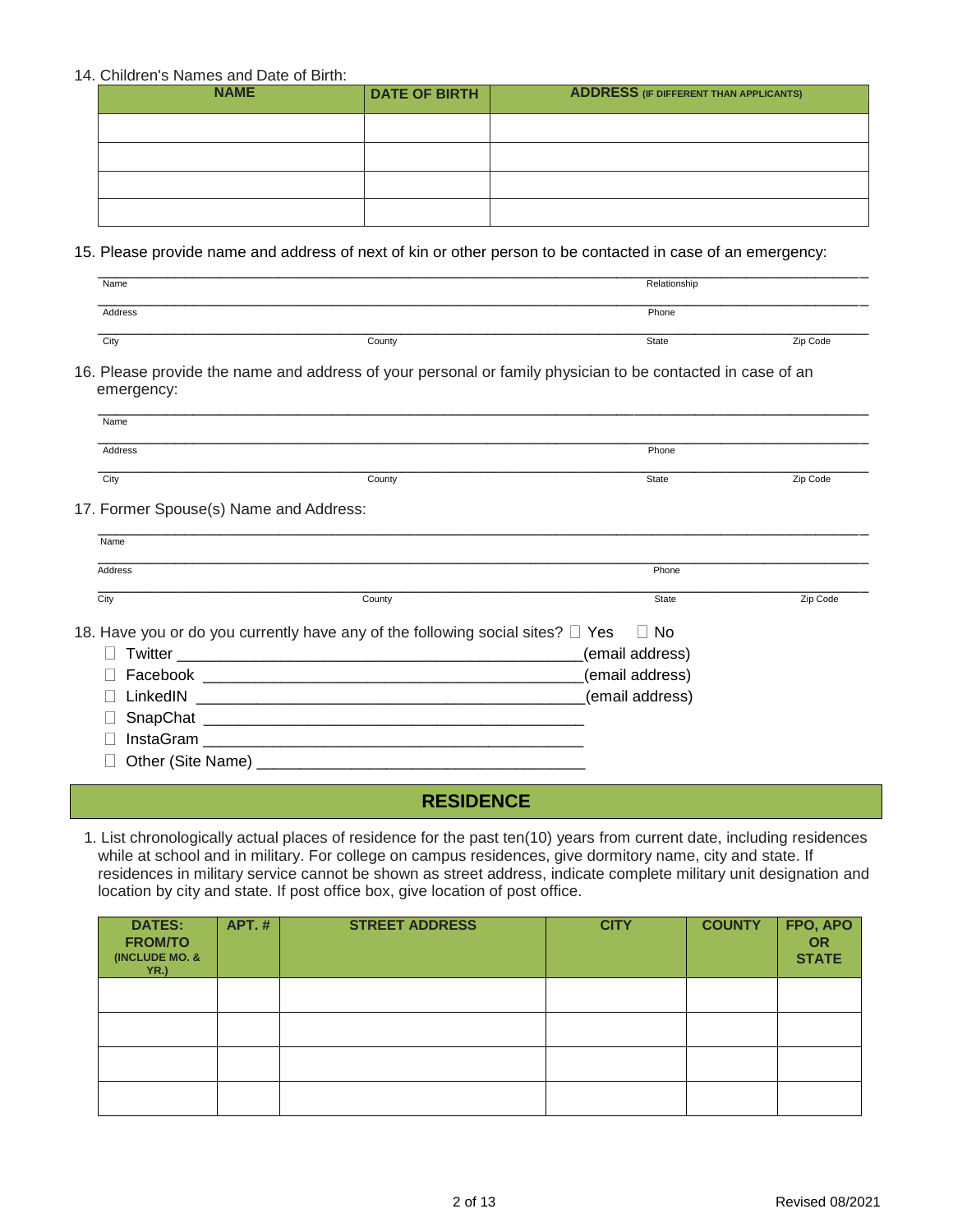14. Children's Names and Date of Birth:

| NAME | DATE OF BIRTH | ADDRESS (IF DIFFERENT THAN APPLICANTS) |
|---|---|---|
| | | |
| | | |
| | | |
| | | |

15. Please provide name and address of next of kin or other person to be contacted in case of an emergency:

Name ______________________________ Relationship ______________________________

Address ______________________________ Phone ______________________________

City ______________ County ______________ State ______________ Zip Code ______________

16. Please provide the name and address of your personal or family physician to be contacted in case of an emergency:

Name ______________________________

Address ______________________________ Phone ______________________________

City ______________ County ______________ State ______________ Zip Code ______________

17. Former Spouse(s) Name and Address:

Name ______________________________

Address ______________________________ Phone ______________________________

City ______________ County ______________ State ______________ Zip Code ______________

18. Have you or do you currently have any of the following social sites? ☐ Yes ☐ No

- ☐ Twitter ______________________________(email address)
- ☐ Facebook ______________________________(email address)
- ☐ LinkedIN ______________________________(email address)
- ☐ SnapChat ______________________________
- ☐ InstaGram ______________________________
- ☐ Other (Site Name) ______________________________

## RESIDENCE

1. List chronologically actual places of residence for the past ten(10) years from current date, including residences while at school and in military. For college on campus residences, give dormitory name, city and state. If residences in military service cannot be shown as street address, indicate complete military unit designation and location by city and state. If post office box, give location of post office.

| DATES: FROM/TO (INCLUDE MO. & YR.) | APT. # | STREET ADDRESS | CITY | COUNTY | FPO, APO OR STATE |
|---|---|---|---|---|---|
| | | | | | |
| | | | | | |
| | | | | | |
| | | | | | |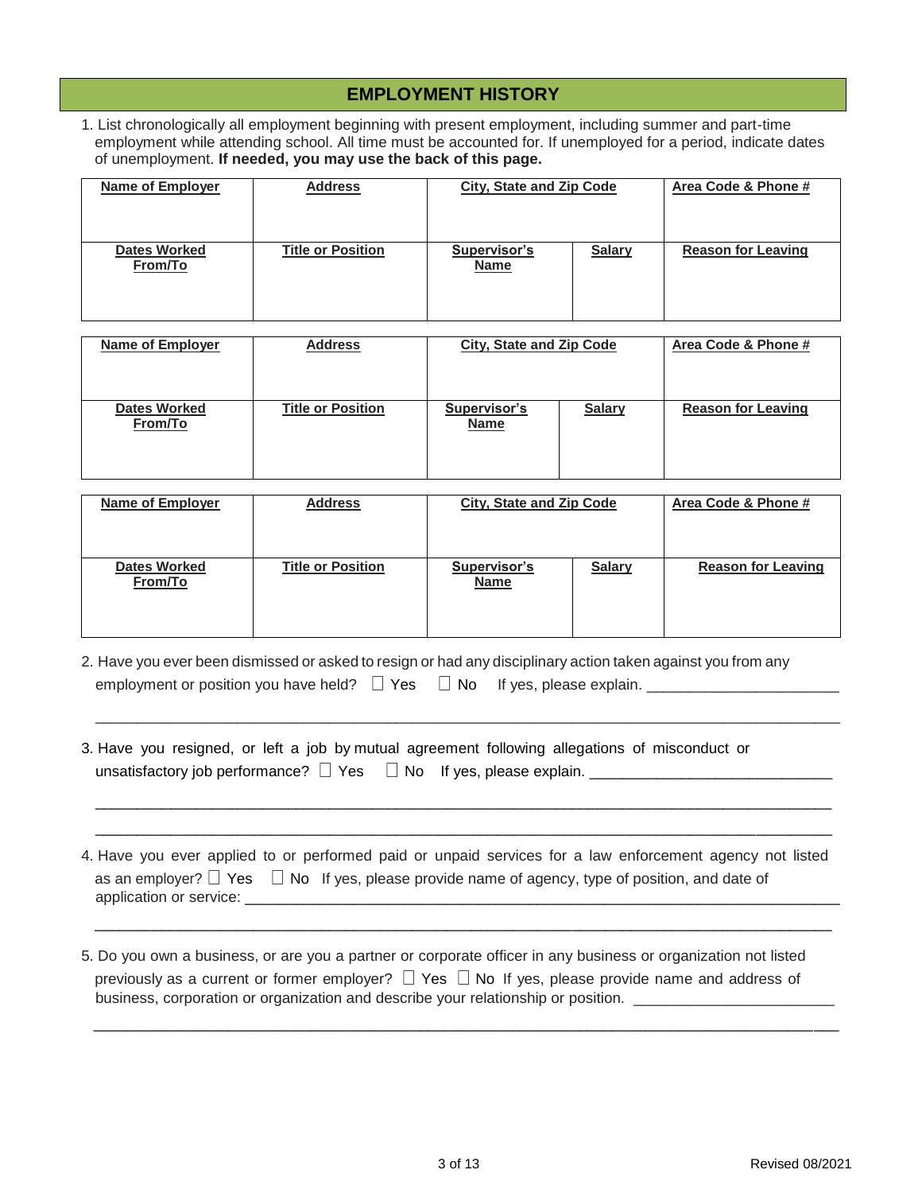## EMPLOYMENT HISTORY

1. List chronologically all employment beginning with present employment, including summer and part-time employment while attending school. All time must be accounted for. If unemployed for a period, indicate dates of unemployment. **If needed, you may use the back of this page.**

| Name of Employer | Address | City, State and Zip Code | | Area Code & Phone # |
|---|---|---|---|---|
| | | | | |
| **Dates Worked From/To** | **Title or Position** | **Supervisor's Name** | **Salary** | **Reason for Leaving** |
| | | | | |

| Name of Employer | Address | City, State and Zip Code | | Area Code & Phone # |
|---|---|---|---|---|
| | | | | |
| **Dates Worked From/To** | **Title or Position** | **Supervisor's Name** | **Salary** | **Reason for Leaving** |
| | | | | |

| Name of Employer | Address | City, State and Zip Code | | Area Code & Phone # |
|---|---|---|---|---|
| | | | | |
| **Dates Worked From/To** | **Title or Position** | **Supervisor's Name** | **Salary** | **Reason for Leaving** |
| | | | | |

2. Have you ever been dismissed or asked to resign or had any disciplinary action taken against you from any employment or position you have held? ☐ Yes ☐ No If yes, please explain. ______________________

_____________________________________________________________________________________

3. Have you resigned, or left a job by mutual agreement following allegations of misconduct or unsatisfactory job performance? ☐ Yes ☐ No If yes, please explain. ____________________________

_____________________________________________________________________________________

_____________________________________________________________________________________

4. Have you ever applied to or performed paid or unpaid services for a law enforcement agency not listed as an employer? ☐ Yes ☐ No If yes, please provide name of agency, type of position, and date of application or service: ______________________________________________________________________

_____________________________________________________________________________________

5. Do you own a business, or are you a partner or corporate officer in any business or organization not listed previously as a current or former employer? ☐ Yes ☐ No If yes, please provide name and address of business, corporation or organization and describe your relationship or position. _______________________

_____________________________________________________________________________________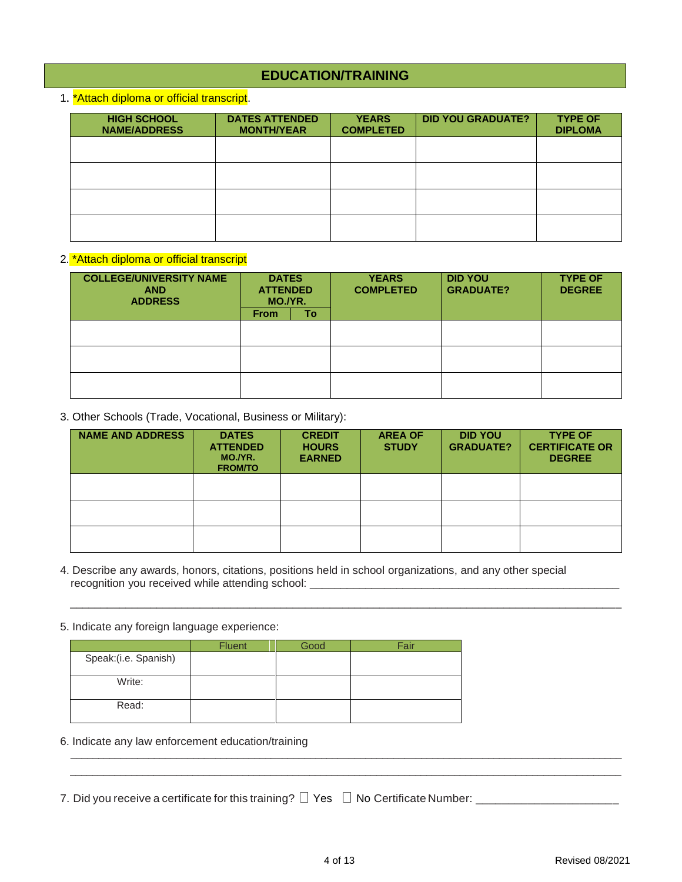## EDUCATION/TRAINING

1. *Attach diploma or official transcript.

| HIGH SCHOOL NAME/ADDRESS | DATES ATTENDED MONTH/YEAR | YEARS COMPLETED | DID YOU GRADUATE? | TYPE OF DIPLOMA |
|---|---|---|---|---|
| | | | | |
| | | | | |
| | | | | |
| | | | | |

2. *Attach diploma or official transcript

| COLLEGE/UNIVERSITY NAME AND ADDRESS | DATES ATTENDED MO./YR. | | YEARS COMPLETED | DID YOU GRADUATE? | TYPE OF DEGREE |
|---|---|---|---|---|---|
| | From | To | | | |
| | | | | | |
| | | | | | |
| | | | | | |

3. Other Schools (Trade, Vocational, Business or Military):

| NAME AND ADDRESS | DATES ATTENDED MO./YR. FROM/TO | CREDIT HOURS EARNED | AREA OF STUDY | DID YOU GRADUATE? | TYPE OF CERTIFICATE OR DEGREE |
|---|---|---|---|---|---|
| | | | | | |
| | | | | | |
| | | | | | |

4. Describe any awards, honors, citations, positions held in school organizations, and any other special recognition you received while attending school: ____________________________________________________

_____________________________________________________________________________________________

5. Indicate any foreign language experience:

| | Fluent | Good | Fair |
|---|---|---|---|
| Speak:(i.e. Spanish) | | | |
| Write: | | | |
| Read: | | | |

6. Indicate any law enforcement education/training

_____________________________________________________________________________________________

_____________________________________________________________________________________________

7. Did you receive a certificate for this training? ☐ Yes ☐ No Certificate Number: ______________________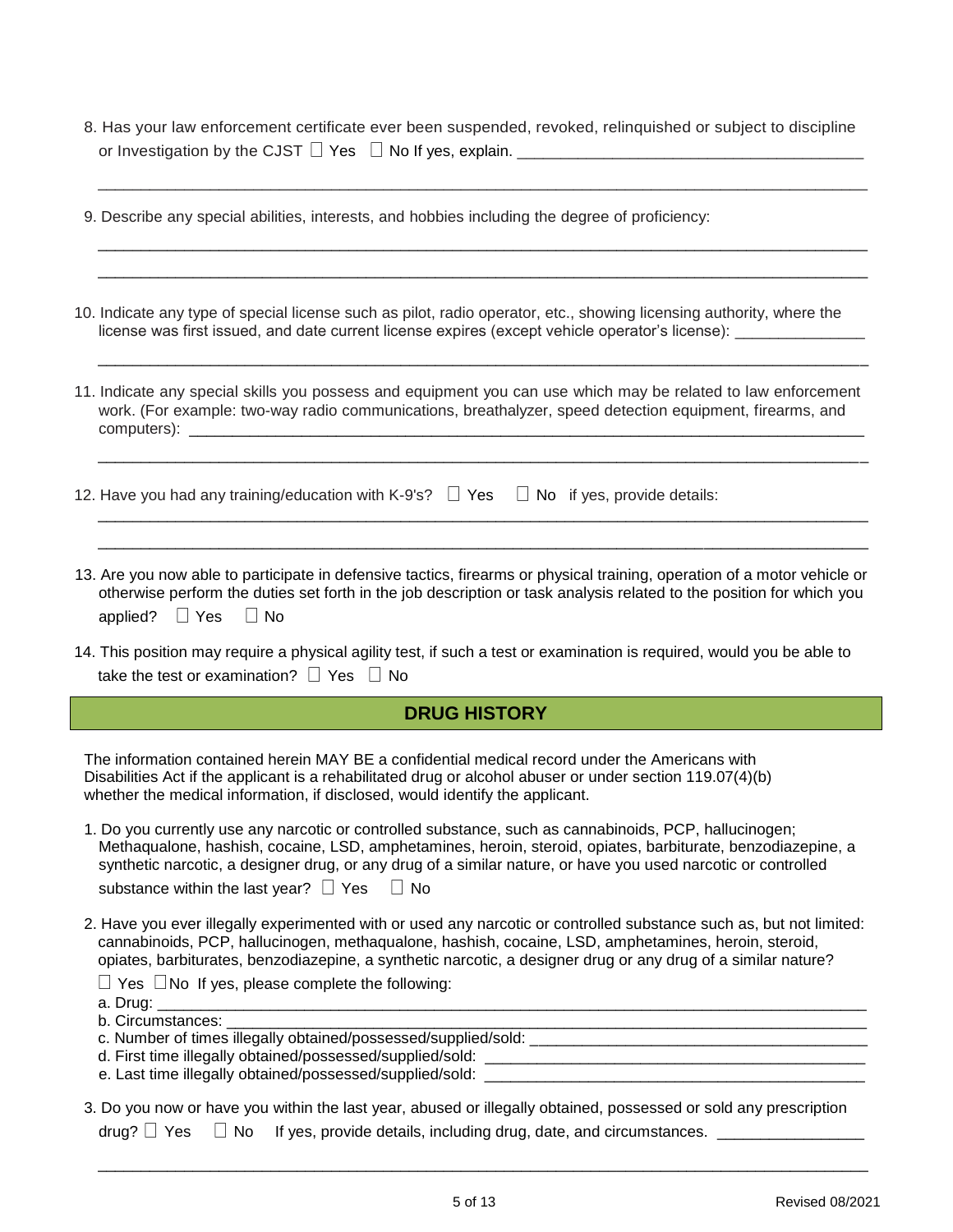8. Has your law enforcement certificate ever been suspended, revoked, relinquished or subject to discipline or Investigation by the CJST ☐ Yes ☐ No If yes, explain. ______________________________________

_____________________________________________________________________________________

9. Describe any special abilities, interests, and hobbies including the degree of proficiency:

_____________________________________________________________________________________

_____________________________________________________________________________________

10. Indicate any type of special license such as pilot, radio operator, etc., showing licensing authority, where the license was first issued, and date current license expires (except vehicle operator's license): _______________

_____________________________________________________________________________________

11. Indicate any special skills you possess and equipment you can use which may be related to law enforcement work. (For example: two-way radio communications, breathalyzer, speed detection equipment, firearms, and computers): _______________________________________________________________________________

_____________________________________________________________________________________

12. Have you had any training/education with K-9's? ☐ Yes ☐ No if yes, provide details:

_____________________________________________________________________________________

_____________________________________________________________________________________

13. Are you now able to participate in defensive tactics, firearms or physical training, operation of a motor vehicle or otherwise perform the duties set forth in the job description or task analysis related to the position for which you applied? ☐ Yes ☐ No

14. This position may require a physical agility test, if such a test or examination is required, would you be able to take the test or examination? ☐ Yes ☐ No

## DRUG HISTORY

The information contained herein MAY BE a confidential medical record under the Americans with Disabilities Act if the applicant is a rehabilitated drug or alcohol abuser or under section 119.07(4)(b) whether the medical information, if disclosed, would identify the applicant.

1. Do you currently use any narcotic or controlled substance, such as cannabinoids, PCP, hallucinogen; Methaqualone, hashish, cocaine, LSD, amphetamines, heroin, steroid, opiates, barbiturate, benzodiazepine, a synthetic narcotic, a designer drug, or any drug of a similar nature, or have you used narcotic or controlled substance within the last year? ☐ Yes ☐ No

2. Have you ever illegally experimented with or used any narcotic or controlled substance such as, but not limited: cannabinoids, PCP, hallucinogen, methaqualone, hashish, cocaine, LSD, amphetamines, heroin, steroid, opiates, barbiturates, benzodiazepine, a synthetic narcotic, a designer drug or any drug of a similar nature?

   ☐ Yes ☐ No If yes, please complete the following:

   a. Drug: _______________________________________________________________________________
   b. Circumstances: _________________________________________________________________________
   c. Number of times illegally obtained/possessed/supplied/sold: _______________________________________
   d. First time illegally obtained/possessed/supplied/sold: ____________________________________________
   e. Last time illegally obtained/possessed/supplied/sold: ____________________________________________

3. Do you now or have you within the last year, abused or illegally obtained, possessed or sold any prescription drug? ☐ Yes ☐ No If yes, provide details, including drug, date, and circumstances. ________________

_____________________________________________________________________________________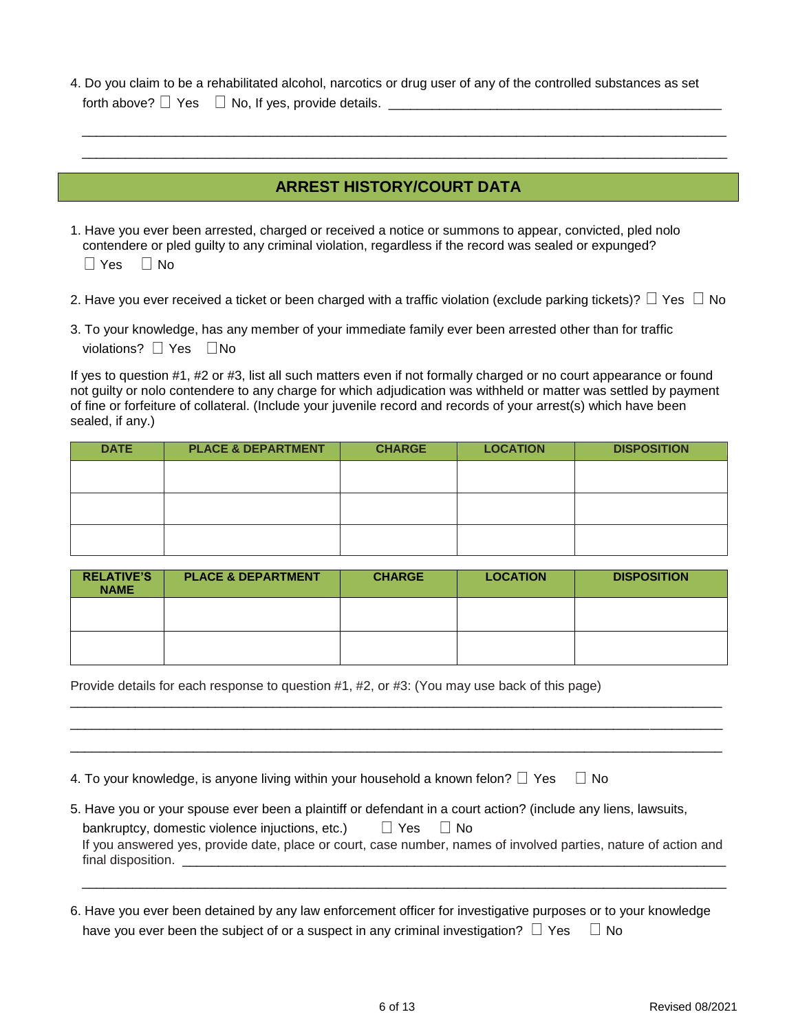4. Do you claim to be a rehabilitated alcohol, narcotics or drug user of any of the controlled substances as set forth above? ☐ Yes ☐ No, If yes, provide details. ________________________________________________

_____________________________________________________________________________________________

_____________________________________________________________________________________________

## ARREST HISTORY/COURT DATA

1. Have you ever been arrested, charged or received a notice or summons to appear, convicted, pled nolo contendere or pled guilty to any criminal violation, regardless if the record was sealed or expunged?
   ☐ Yes ☐ No

2. Have you ever received a ticket or been charged with a traffic violation (exclude parking tickets)? ☐ Yes ☐ No

3. To your knowledge, has any member of your immediate family ever been arrested other than for traffic violations? ☐ Yes ☐ No

If yes to question #1, #2 or #3, list all such matters even if not formally charged or no court appearance or found not guilty or nolo contendere to any charge for which adjudication was withheld or matter was settled by payment of fine or forfeiture of collateral. (Include your juvenile record and records of your arrest(s) which have been sealed, if any.)

| DATE | PLACE & DEPARTMENT | CHARGE | LOCATION | DISPOSITION |
|---|---|---|---|---|
| | | | | |
| | | | | |
| | | | | |

| RELATIVE'S NAME | PLACE & DEPARTMENT | CHARGE | LOCATION | DISPOSITION |
|---|---|---|---|---|
| | | | | |
| | | | | |

Provide details for each response to question #1, #2, or #3: (You may use back of this page)

_____________________________________________________________________________________________

_____________________________________________________________________________________________

_____________________________________________________________________________________________

4. To your knowledge, is anyone living within your household a known felon? ☐ Yes ☐ No

5. Have you or your spouse ever been a plaintiff or defendant in a court action? (include any liens, lawsuits, bankruptcy, domestic violence injuctions, etc.) ☐ Yes ☐ No
   If you answered yes, provide date, place or court, case number, names of involved parties, nature of action and final disposition. ___________________________________________________________________________

_____________________________________________________________________________________________

6. Have you ever been detained by any law enforcement officer for investigative purposes or to your knowledge have you ever been the subject of or a suspect in any criminal investigation? ☐ Yes ☐ No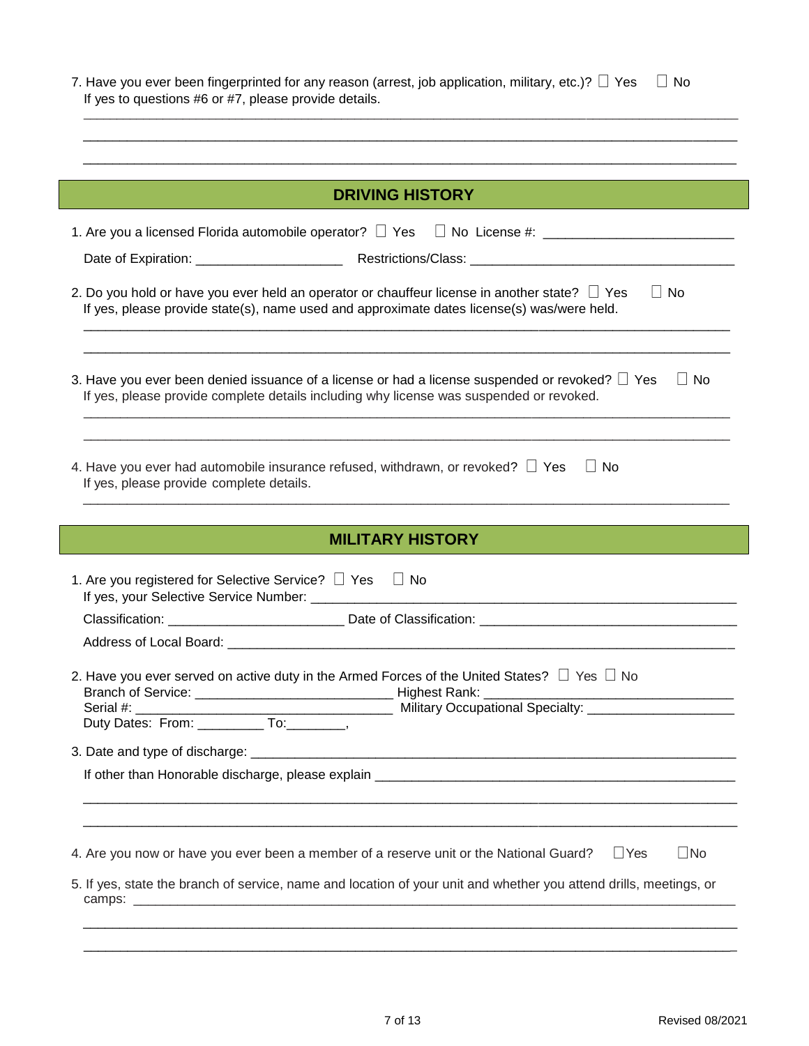7. Have you ever been fingerprinted for any reason (arrest, job application, military, etc.)? ☐ Yes ☐ No
   If yes to questions #6 or #7, please provide details.

   ______________________________________________________________________________

   ______________________________________________________________________________

   ______________________________________________________________________________

## DRIVING HISTORY

1. Are you a licensed Florida automobile operator? ☐ Yes ☐ No License #: ________________________

   Date of Expiration: ___________________ Restrictions/Class: ________________________________

2. Do you hold or have you ever held an operator or chauffeur license in another state? ☐ Yes ☐ No
   If yes, please provide state(s), name used and approximate dates license(s) was/were held.

   ______________________________________________________________________________

   ______________________________________________________________________________

3. Have you ever been denied issuance of a license or had a license suspended or revoked? ☐ Yes ☐ No
   If yes, please provide complete details including why license was suspended or revoked.

   ______________________________________________________________________________

   ______________________________________________________________________________

4. Have you ever had automobile insurance refused, withdrawn, or revoked? ☐ Yes ☐ No
   If yes, please provide complete details.

   ______________________________________________________________________________

## MILITARY HISTORY

1. Are you registered for Selective Service? ☐ Yes ☐ No
   If yes, your Selective Service Number: ______________________________________________

   Classification: ______________________ Date of Classification: ______________________________

   Address of Local Board: ______________________________________________________________

2. Have you ever served on active duty in the Armed Forces of the United States? ☐ Yes ☐ No
   Branch of Service: _________________________ Highest Rank: ______________________________
   Serial #: _______________________________ Military Occupational Specialty: __________________
   Duty Dates: From: _________ To:________,

3. Date and type of discharge: _____________________________________________________________

   If other than Honorable discharge, please explain _____________________________________________

   ______________________________________________________________________________

   ______________________________________________________________________________

4. Are you now or have you ever been a member of a reserve unit or the National Guard? ☐Yes ☐No

5. If yes, state the branch of service, name and location of your unit and whether you attend drills, meetings, or camps: _________________________________________________________________________

   ______________________________________________________________________________

   ______________________________________________________________________________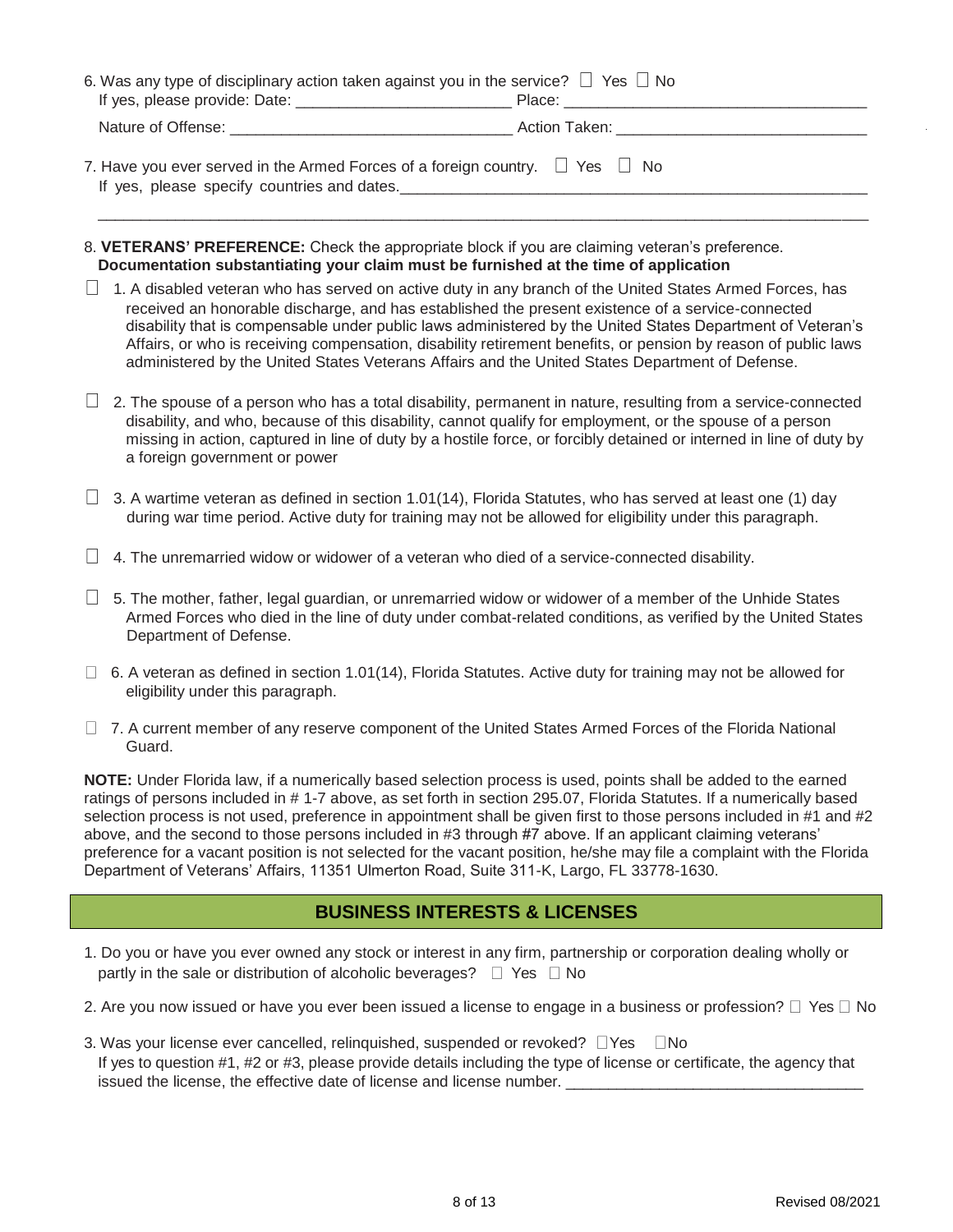6. Was any type of disciplinary action taken against you in the service? ☐ Yes ☐ No
If yes, please provide: Date: _________________________ Place: ___________________________________

Nature of Offense: ________________________________ Action Taken: ____________________________

7. Have you ever served in the Armed Forces of a foreign country. ☐ Yes ☐ No
If yes, please specify countries and dates.______________________________________________________

_____________________________________________________________________________________________

8. **VETERANS' PREFERENCE:** Check the appropriate block if you are claiming veteran's preference. **Documentation substantiating your claim must be furnished at the time of application**

☐ 1. A disabled veteran who has served on active duty in any branch of the United States Armed Forces, has received an honorable discharge, and has established the present existence of a service-connected disability that is compensable under public laws administered by the United States Department of Veteran's Affairs, or who is receiving compensation, disability retirement benefits, or pension by reason of public laws administered by the United States Veterans Affairs and the United States Department of Defense.

☐ 2. The spouse of a person who has a total disability, permanent in nature, resulting from a service-connected disability, and who, because of this disability, cannot qualify for employment, or the spouse of a person missing in action, captured in line of duty by a hostile force, or forcibly detained or interned in line of duty by a foreign government or power

☐ 3. A wartime veteran as defined in section 1.01(14), Florida Statutes, who has served at least one (1) day during war time period. Active duty for training may not be allowed for eligibility under this paragraph.

☐ 4. The unremarried widow or widower of a veteran who died of a service-connected disability.

☐ 5. The mother, father, legal guardian, or unremarried widow or widower of a member of the Unhide States Armed Forces who died in the line of duty under combat-related conditions, as verified by the United States Department of Defense.

☐ 6. A veteran as defined in section 1.01(14), Florida Statutes. Active duty for training may not be allowed for eligibility under this paragraph.

☐ 7. A current member of any reserve component of the United States Armed Forces of the Florida National Guard.

**NOTE:** Under Florida law, if a numerically based selection process is used, points shall be added to the earned ratings of persons included in # 1-7 above, as set forth in section 295.07, Florida Statutes. If a numerically based selection process is not used, preference in appointment shall be given first to those persons included in #1 and #2 above, and the second to those persons included in #3 through #7 above. If an applicant claiming veterans' preference for a vacant position is not selected for the vacant position, he/she may file a complaint with the Florida Department of Veterans' Affairs, 11351 Ulmerton Road, Suite 311-K, Largo, FL 33778-1630.

## BUSINESS INTERESTS & LICENSES

1. Do you or have you ever owned any stock or interest in any firm, partnership or corporation dealing wholly or partly in the sale or distribution of alcoholic beverages? ☐ Yes ☐ No

2. Are you now issued or have you ever been issued a license to engage in a business or profession? ☐ Yes ☐ No

3. Was your license ever cancelled, relinquished, suspended or revoked? ☐Yes ☐No
If yes to question #1, #2 or #3, please provide details including the type of license or certificate, the agency that issued the license, the effective date of license and license number. __________________________________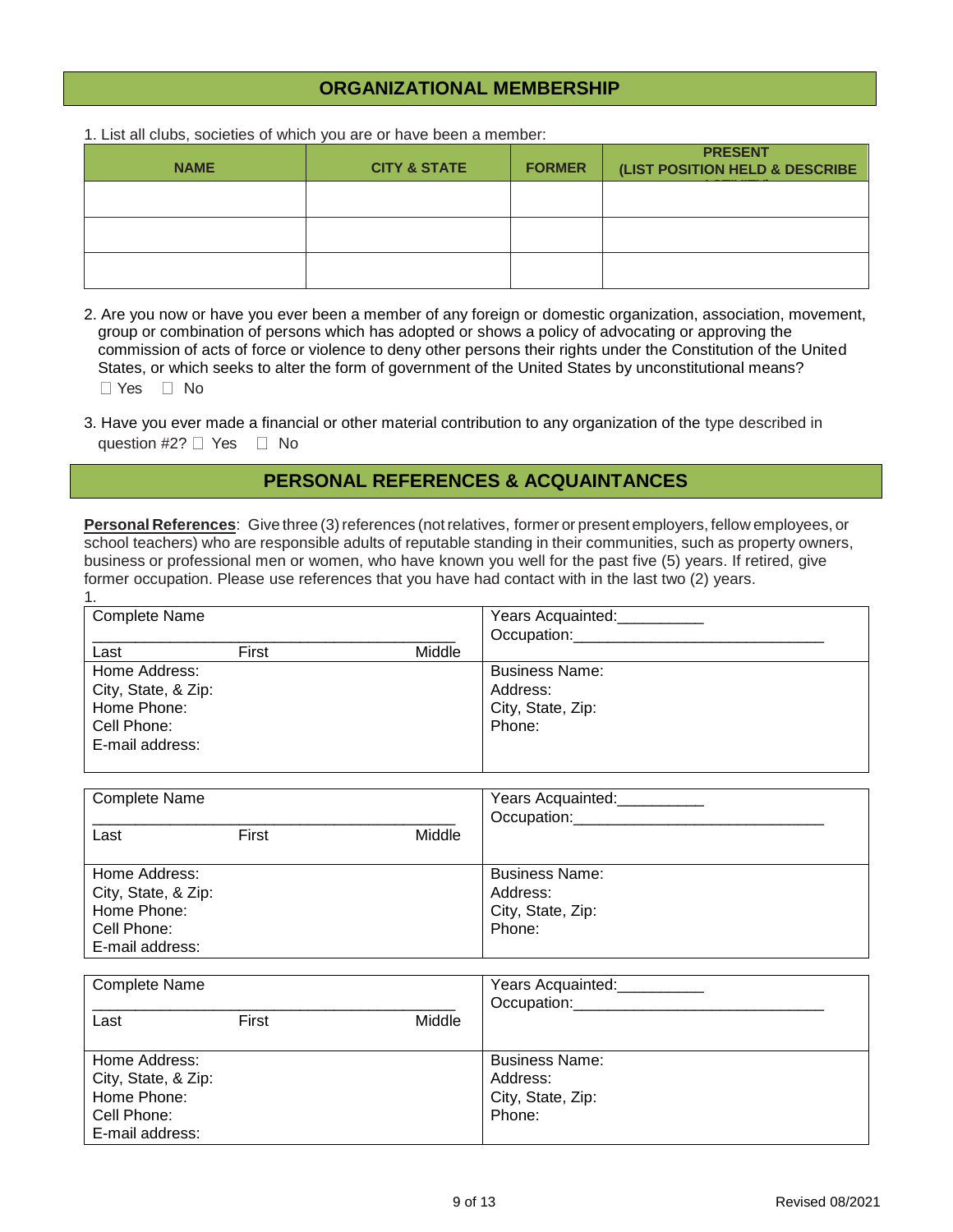## ORGANIZATIONAL MEMBERSHIP

1. List all clubs, societies of which you are or have been a member:

| NAME | CITY & STATE | FORMER | PRESENT (LIST POSITION HELD & DESCRIBE ACTIVITY) |
|---|---|---|---|
| | | | |
| | | | |
| | | | |

2. Are you now or have you ever been a member of any foreign or domestic organization, association, movement, group or combination of persons which has adopted or shows a policy of advocating or approving the commission of acts of force or violence to deny other persons their rights under the Constitution of the United States, or which seeks to alter the form of government of the United States by unconstitutional means?
☐ Yes ☐ No

3. Have you ever made a financial or other material contribution to any organization of the type described in question #2? ☐ Yes ☐ No

## PERSONAL REFERENCES & ACQUAINTANCES

**Personal References**: Give three (3) references (not relatives, former or present employers, fellow employees, or school teachers) who are responsible adults of reputable standing in their communities, such as property owners, business or professional men or women, who have known you well for the past five (5) years. If retired, give former occupation. Please use references that you have had contact with in the last two (2) years.

1.

| Complete Name<br>______________________________<br>Last First Middle | Years Acquainted:__________<br>Occupation:______________________________ |
|---|---|
| Home Address:<br>City, State, & Zip:<br>Home Phone:<br>Cell Phone:<br>E-mail address: | Business Name:<br>Address:<br>City, State, Zip:<br>Phone: |

| Complete Name<br>______________________________<br>Last First Middle | Years Acquainted:__________<br>Occupation:______________________________ |
|---|---|
| Home Address:<br>City, State, & Zip:<br>Home Phone:<br>Cell Phone:<br>E-mail address: | Business Name:<br>Address:<br>City, State, Zip:<br>Phone: |

| Complete Name<br>______________________________<br>Last First Middle | Years Acquainted:__________<br>Occupation:______________________________ |
|---|---|
| Home Address:<br>City, State, & Zip:<br>Home Phone:<br>Cell Phone:<br>E-mail address: | Business Name:<br>Address:<br>City, State, Zip:<br>Phone: |

Revised 08/2021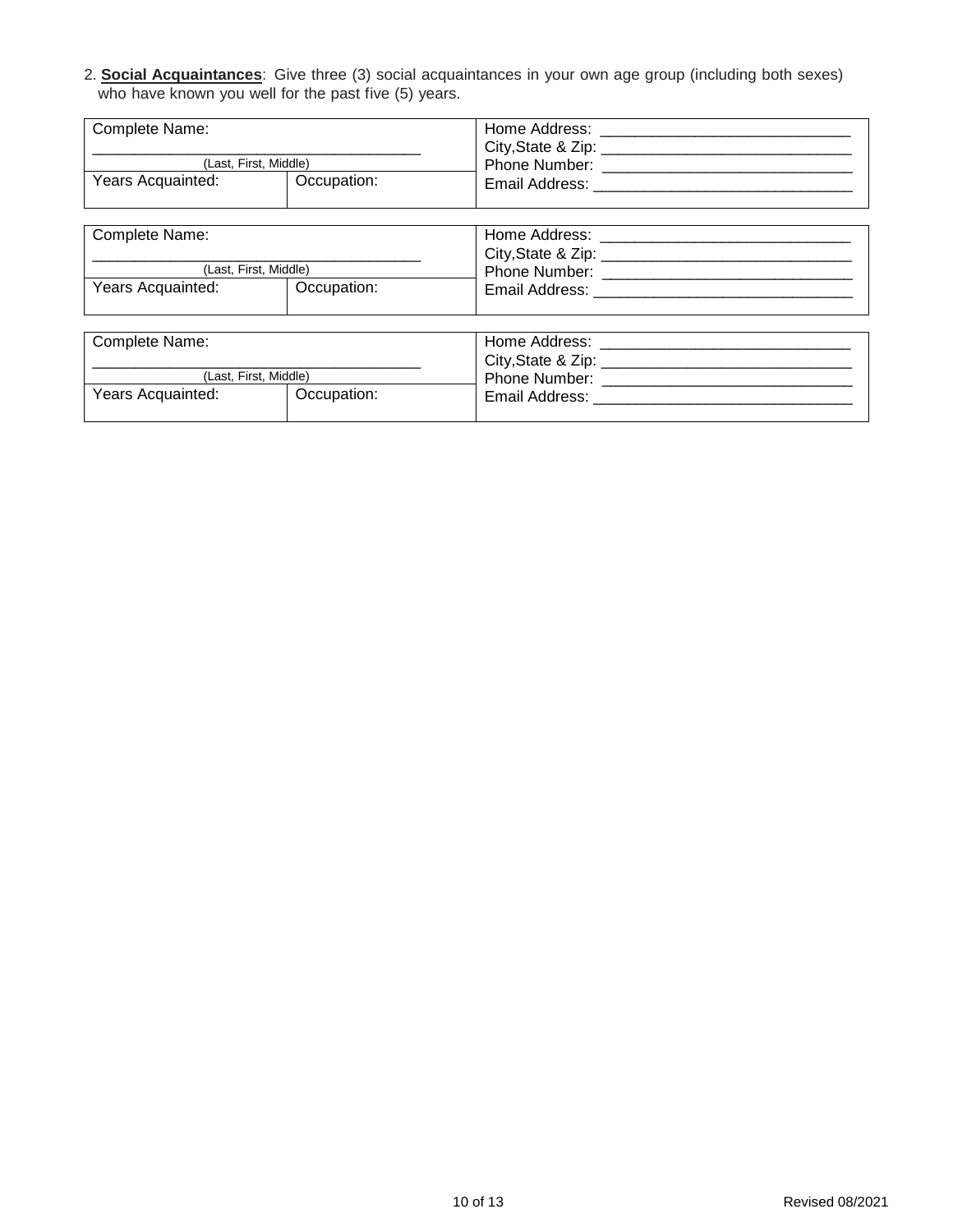2. **Social Acquaintances**: Give three (3) social acquaintances in your own age group (including both sexes) who have known you well for the past five (5) years.

| Complete Name: ____________________________________ (Last, First, Middle) | | Home Address: ____________________________ City,State & Zip: ____________________________ Phone Number: ____________________________ Email Address: ______________________________ |
|---|---|---|
| Years Acquainted: | Occupation: | |

| Complete Name: ____________________________________ (Last, First, Middle) | | Home Address: ____________________________ City,State & Zip: ____________________________ Phone Number: ____________________________ Email Address: ______________________________ |
|---|---|---|
| Years Acquainted: | Occupation: | |

| Complete Name: ____________________________________ (Last, First, Middle) | | Home Address: ____________________________ City,State & Zip: ____________________________ Phone Number: ____________________________ Email Address: ______________________________ |
|---|---|---|
| Years Acquainted: | Occupation: | |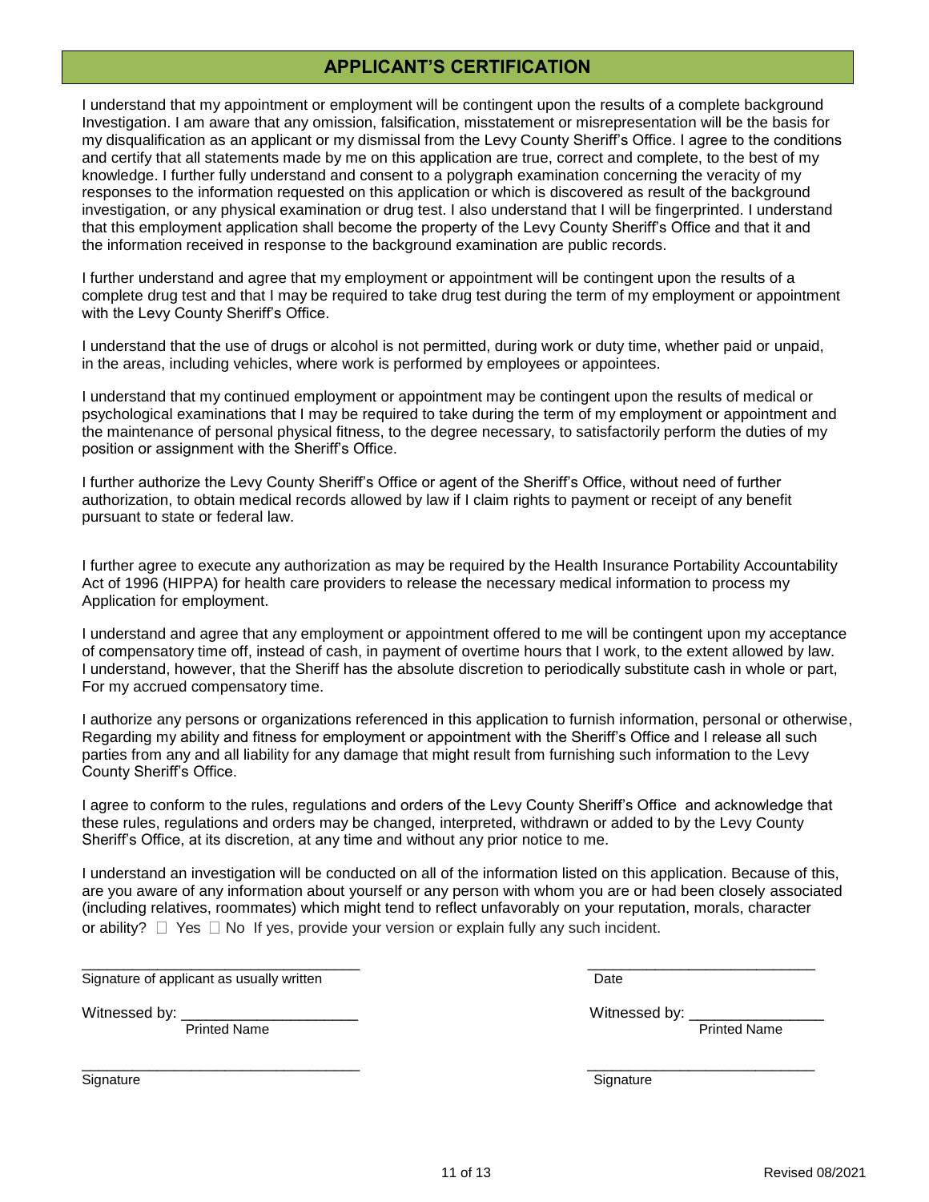## APPLICANT'S CERTIFICATION

I understand that my appointment or employment will be contingent upon the results of a complete background Investigation. I am aware that any omission, falsification, misstatement or misrepresentation will be the basis for my disqualification as an applicant or my dismissal from the Levy County Sheriff's Office. I agree to the conditions and certify that all statements made by me on this application are true, correct and complete, to the best of my knowledge. I further fully understand and consent to a polygraph examination concerning the veracity of my responses to the information requested on this application or which is discovered as result of the background investigation, or any physical examination or drug test. I also understand that I will be fingerprinted. I understand that this employment application shall become the property of the Levy County Sheriff's Office and that it and the information received in response to the background examination are public records.

I further understand and agree that my employment or appointment will be contingent upon the results of a complete drug test and that I may be required to take drug test during the term of my employment or appointment with the Levy County Sheriff's Office.

I understand that the use of drugs or alcohol is not permitted, during work or duty time, whether paid or unpaid, in the areas, including vehicles, where work is performed by employees or appointees.

I understand that my continued employment or appointment may be contingent upon the results of medical or psychological examinations that I may be required to take during the term of my employment or appointment and the maintenance of personal physical fitness, to the degree necessary, to satisfactorily perform the duties of my position or assignment with the Sheriff's Office.

I further authorize the Levy County Sheriff's Office or agent of the Sheriff's Office, without need of further authorization, to obtain medical records allowed by law if I claim rights to payment or receipt of any benefit pursuant to state or federal law.

I further agree to execute any authorization as may be required by the Health Insurance Portability Accountability Act of 1996 (HIPPA) for health care providers to release the necessary medical information to process my Application for employment.

I understand and agree that any employment or appointment offered to me will be contingent upon my acceptance of compensatory time off, instead of cash, in payment of overtime hours that I work, to the extent allowed by law. I understand, however, that the Sheriff has the absolute discretion to periodically substitute cash in whole or part, For my accrued compensatory time.

I authorize any persons or organizations referenced in this application to furnish information, personal or otherwise, Regarding my ability and fitness for employment or appointment with the Sheriff's Office and I release all such parties from any and all liability for any damage that might result from furnishing such information to the Levy County Sheriff's Office.

I agree to conform to the rules, regulations and orders of the Levy County Sheriff's Office and acknowledge that these rules, regulations and orders may be changed, interpreted, withdrawn or added to by the Levy County Sheriff's Office, at its discretion, at any time and without any prior notice to me.

I understand an investigation will be conducted on all of the information listed on this application. Because of this, are you aware of any information about yourself or any person with whom you are or had been closely associated (including relatives, roommates) which might tend to reflect unfavorably on your reputation, morals, character or ability? ☐ Yes ☐ No If yes, provide your version or explain fully any such incident.

___________________________________ Signature of applicant as usually written

___________________________ Date

Witnessed by: _____________________ Printed Name

Witnessed by: ________________ Printed Name

___________________________________ Signature

___________________________ Signature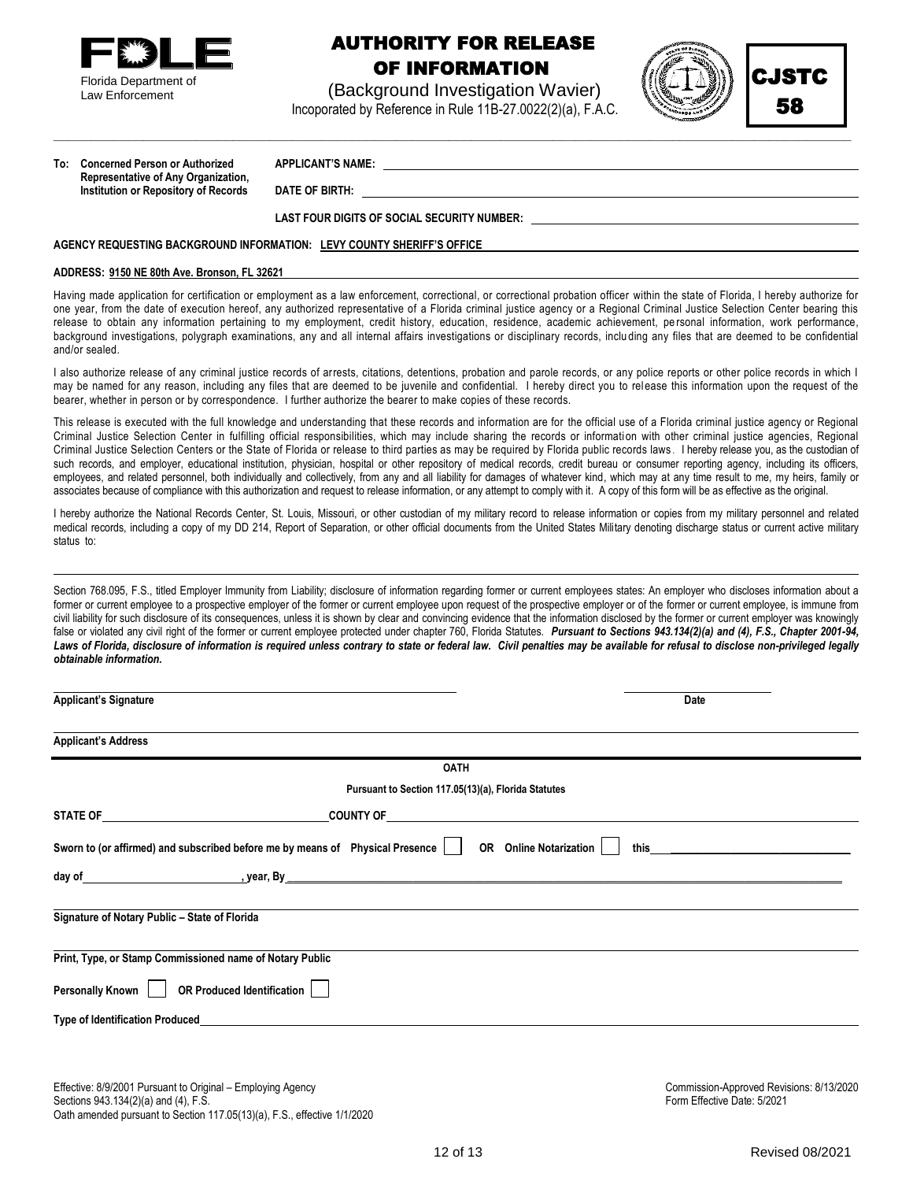FDLE
Florida Department of Law Enforcement

# AUTHORITY FOR RELEASE OF INFORMATION

(Background Investigation Wavier)
Incoporated by Reference in Rule 11B-27.0022(2)(a), F.A.C.

CJSTC 58

**To: Concerned Person or Authorized Representative of Any Organization, Institution or Repository of Records**

**APPLICANT'S NAME:** ______________________________

**DATE OF BIRTH:** ______________________________

**LAST FOUR DIGITS OF SOCIAL SECURITY NUMBER:** ______________________________

**AGENCY REQUESTING BACKGROUND INFORMATION: LEVY COUNTY SHERIFF'S OFFICE**

**ADDRESS: 9150 NE 80th Ave. Bronson, FL 32621**

Having made application for certification or employment as a law enforcement, correctional, or correctional probation officer within the state of Florida, I hereby authorize for one year, from the date of execution hereof, any authorized representative of a Florida criminal justice agency or a Regional Criminal Justice Selection Center bearing this release to obtain any information pertaining to my employment, credit history, education, residence, academic achievement, personal information, work performance, background investigations, polygraph examinations, any and all internal affairs investigations or disciplinary records, including any files that are deemed to be confidential and/or sealed.

I also authorize release of any criminal justice records of arrests, citations, detentions, probation and parole records, or any police reports or other police records in which I may be named for any reason, including any files that are deemed to be juvenile and confidential. I hereby direct you to release this information upon the request of the bearer, whether in person or by correspondence. I further authorize the bearer to make copies of these records.

This release is executed with the full knowledge and understanding that these records and information are for the official use of a Florida criminal justice agency or Regional Criminal Justice Selection Center in fulfilling official responsibilities, which may include sharing the records or information with other criminal justice agencies, Regional Criminal Justice Selection Centers or the State of Florida or release to third parties as may be required by Florida public records laws. I hereby release you, as the custodian of such records, and employer, educational institution, physician, hospital or other repository of medical records, credit bureau or consumer reporting agency, including its officers, employees, and related personnel, both individually and collectively, from any and all liability for damages of whatever kind, which may at any time result to me, my heirs, family or associates because of compliance with this authorization and request to release information, or any attempt to comply with it. A copy of this form will be as effective as the original.

I hereby authorize the National Records Center, St. Louis, Missouri, or other custodian of my military record to release information or copies from my military personnel and related medical records, including a copy of my DD 214, Report of Separation, or other official documents from the United States Military denoting discharge status or current active military status to:

______________________________

Section 768.095, F.S., titled Employer Immunity from Liability; disclosure of information regarding former or current employees states: An employer who discloses information about a former or current employee to a prospective employer of the former or current employee upon request of the prospective employer or of the former or current employee, is immune from civil liability for such disclosure of its consequences, unless it is shown by clear and convincing evidence that the information disclosed by the former or current employer was knowingly false or violated any civil right of the former or current employee protected under chapter 760, Florida Statutes. ***Pursuant to Sections 943.134(2)(a) and (4), F.S., Chapter 2001-94, Laws of Florida, disclosure of information is required unless contrary to state or federal law. Civil penalties may be available for refusal to disclose non-privileged legally obtainable information.***

______________________________ ______________________________
**Applicant's Signature** **Date**

______________________________
**Applicant's Address**

**OATH**

**Pursuant to Section 117.05(13)(a), Florida Statutes**

**STATE OF** ______________________________ **COUNTY OF** ______________________________

**Sworn to (or affirmed) and subscribed before me by means of Physical Presence** ☐ **OR Online Notarization** ☐ **this** ______________________________

**day of** ______________________________ **, year, By** ______________________________

______________________________
**Signature of Notary Public – State of Florida**

______________________________
**Print, Type, or Stamp Commissioned name of Notary Public**

**Personally Known** ☐ **OR Produced Identification** ☐

**Type of Identification Produced** ______________________________

Effective: 8/9/2001 Pursuant to Original – Employing Agency
Sections 943.134(2)(a) and (4), F.S.
Oath amended pursuant to Section 117.05(13)(a), F.S., effective 1/1/2020

Commission-Approved Revisions: 8/13/2020
Form Effective Date: 5/2021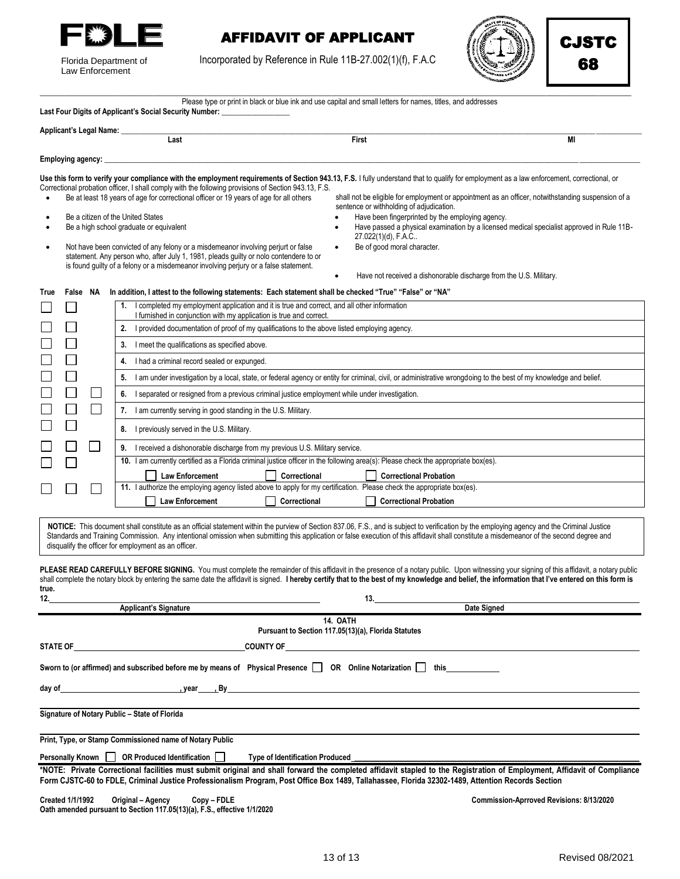**FDLE**

Florida Department of Law Enforcement

# AFFIDAVIT OF APPLICANT

Incorporated by Reference in Rule 11B-27.002(1)(f), F.A.C

**CJSTC 68**

Please type or print in black or blue ink and use capital and small letters for names, titles, and addresses

**Last Four Digits of Applicant's Social Security Number:** ________________

**Applicant's Legal Name:** ____________________________________________

**Last** **First** **MI**

**Employing agency:** ____________________________________________

**Use this form to verify your compliance with the employment requirements of Section 943.13, F.S.** I fully understand that to qualify for employment as a law enforcement, correctional, or Correctional probation officer, I shall comply with the following provisions of Section 943.13, F.S.

- Be at least 18 years of age for correctional officer or 19 years of age for all others
- Be a citizen of the United States
- Be a high school graduate or equivalent
- Not have been convicted of any felony or a misdemeanor involving perjurt or false statement. Any person who, after July 1, 1981, pleads guilty or nolo contendere to or is found guilty of a felony or a misdemeanor involving perjury or a false statement. shall not be eligible for employment or appointment as an officer, notwithstanding suspension of a sentence or withholding of adjudication.
- Have been fingerprinted by the employing agency.
- Have passed a physical examination by a licensed medical specialist approved in Rule 11B-27.022(1)(d), F.A.C..
- Be of good moral character.
- Have not received a dishonorable discharge from the U.S. Military.

| True | False | NA | In addition, I attest to the following statements: Each statement shall be checked "True" "False" or "NA" |
|---|---|---|---|
| ☐ | ☐ | | **1.** I completed my employment application and it is true and correct, and all other information I furnished in conjunction with my application is true and correct. |
| ☐ | ☐ | | **2.** I provided documentation of proof of my qualifications to the above listed employing agency. |
| ☐ | ☐ | | **3.** I meet the qualifications as specified above. |
| ☐ | ☐ | | **4.** I had a criminal record sealed or expunged. |
| ☐ | ☐ | | **5.** I am under investigation by a local, state, or federal agency or entity for criminal, civil, or administrative wrongdoing to the best of my knowledge and belief. |
| ☐ | ☐ | ☐ | **6.** I separated or resigned from a previous criminal justice employment while under investigation. |
| ☐ | ☐ | ☐ | **7.** I am currently serving in good standing in the U.S. Military. |
| ☐ | ☐ | | **8.** I previously served in the U.S. Military. |
| ☐ | ☐ | ☐ | **9.** I received a dishonorable discharge from my previous U.S. Military service. |
| ☐ | ☐ | | **10.** I am currently certified as a Florida criminal justice officer in the following area(s): Please check the appropriate box(es). ☐ **Law Enforcement** ☐ **Correctional** ☐ **Correctional Probation** |
| ☐ | ☐ | ☐ | **11.** I authorize the employing agency listed above to apply for my certification. Please check the appropriate box(es). ☐ **Law Enforcement** ☐ **Correctional** ☐ **Correctional Probation** |

**NOTICE:** This document shall constitute as an official statement within the purview of Section 837.06, F.S., and is subject to verification by the employing agency and the Criminal Justice Standards and Training Commission. Any intentional omission when submitting this application or false execution of this affidavit shall constitute a misdemeanor of the second degree and disqualify the officer for employment as an officer.

**PLEASE READ CAREFULLY BEFORE SIGNING.** You must complete the remainder of this affidavit in the presence of a notary public. Upon witnessing your signing of this affidavit, a notary public shall complete the notary block by entering the same date the affidavit is signed. **I hereby certify that to the best of my knowledge and belief, the information that I've entered on this form is true.**

**12.** ______________________________ **13.** ______________________________

**Applicant's Signature** **Date Signed**

**14. OATH**
**Pursuant to Section 117.05(13)(a), Florida Statutes**

**STATE OF** ____________________ **COUNTY OF** ____________________

**Sworn to (or affirmed) and subscribed before me by means of Physical Presence** ☐ **OR Online Notarization** ☐ **this** ________

**day of** ______________, **year** ____, **By** ______________________________

______________________________
**Signature of Notary Public – State of Florida**

______________________________
**Print, Type, or Stamp Commissioned name of Notary Public**

**Personally Known** ☐ **OR Produced Identification** ☐ **Type of Identification Produced** ____________________

**\*NOTE: Private Correctional facilities must submit original and shall forward the completed affidavit stapled to the Registration of Employment, Affidavit of Compliance Form CJSTC-60 to FDLE, Criminal Justice Professionalism Program, Post Office Box 1489, Tallahassee, Florida 32302-1489, Attention Records Section**

**Created 1/1/1992** **Original – Agency** **Copy – FDLE** **Commission-Aprroved Revisions: 8/13/2020**
**Oath amended pursuant to Section 117.05(13)(a), F.S., effective 1/1/2020**